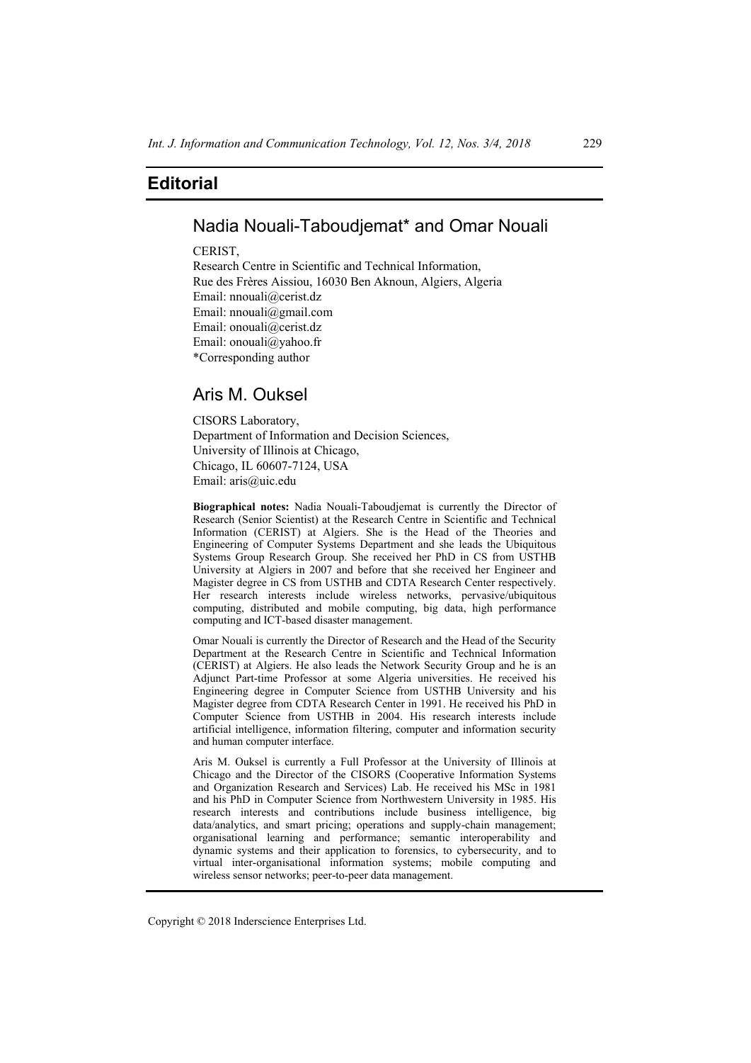# Editorial

## Nadia Nouali-Taboudjemat* and Omar Nouali

CERIST,
Research Centre in Scientific and Technical Information,
Rue des Frères Aissiou, 16030 Ben Aknoun, Algiers, Algeria
Email: nnouali@cerist.dz
Email: nnouali@gmail.com
Email: onouali@cerist.dz
Email: onouali@yahoo.fr
*Corresponding author

## Aris M. Ouksel

CISORS Laboratory,
Department of Information and Decision Sciences,
University of Illinois at Chicago,
Chicago, IL 60607-7124, USA
Email: aris@uic.edu

**Biographical notes:** Nadia Nouali-Taboudjemat is currently the Director of Research (Senior Scientist) at the Research Centre in Scientific and Technical Information (CERIST) at Algiers. She is the Head of the Theories and Engineering of Computer Systems Department and she leads the Ubiquitous Systems Group Research Group. She received her PhD in CS from USTHB University at Algiers in 2007 and before that she received her Engineer and Magister degree in CS from USTHB and CDTA Research Center respectively. Her research interests include wireless networks, pervasive/ubiquitous computing, distributed and mobile computing, big data, high performance computing and ICT-based disaster management.

Omar Nouali is currently the Director of Research and the Head of the Security Department at the Research Centre in Scientific and Technical Information (CERIST) at Algiers. He also leads the Network Security Group and he is an Adjunct Part-time Professor at some Algeria universities. He received his Engineering degree in Computer Science from USTHB University and his Magister degree from CDTA Research Center in 1991. He received his PhD in Computer Science from USTHB in 2004. His research interests include artificial intelligence, information filtering, computer and information security and human computer interface.

Aris M. Ouksel is currently a Full Professor at the University of Illinois at Chicago and the Director of the CISORS (Cooperative Information Systems and Organization Research and Services) Lab. He received his MSc in 1981 and his PhD in Computer Science from Northwestern University in 1985. His research interests and contributions include business intelligence, big data/analytics, and smart pricing; operations and supply-chain management; organisational learning and performance; semantic interoperability and dynamic systems and their application to forensics, to cybersecurity, and to virtual inter-organisational information systems; mobile computing and wireless sensor networks; peer-to-peer data management.

Copyright © 2018 Inderscience Enterprises Ltd.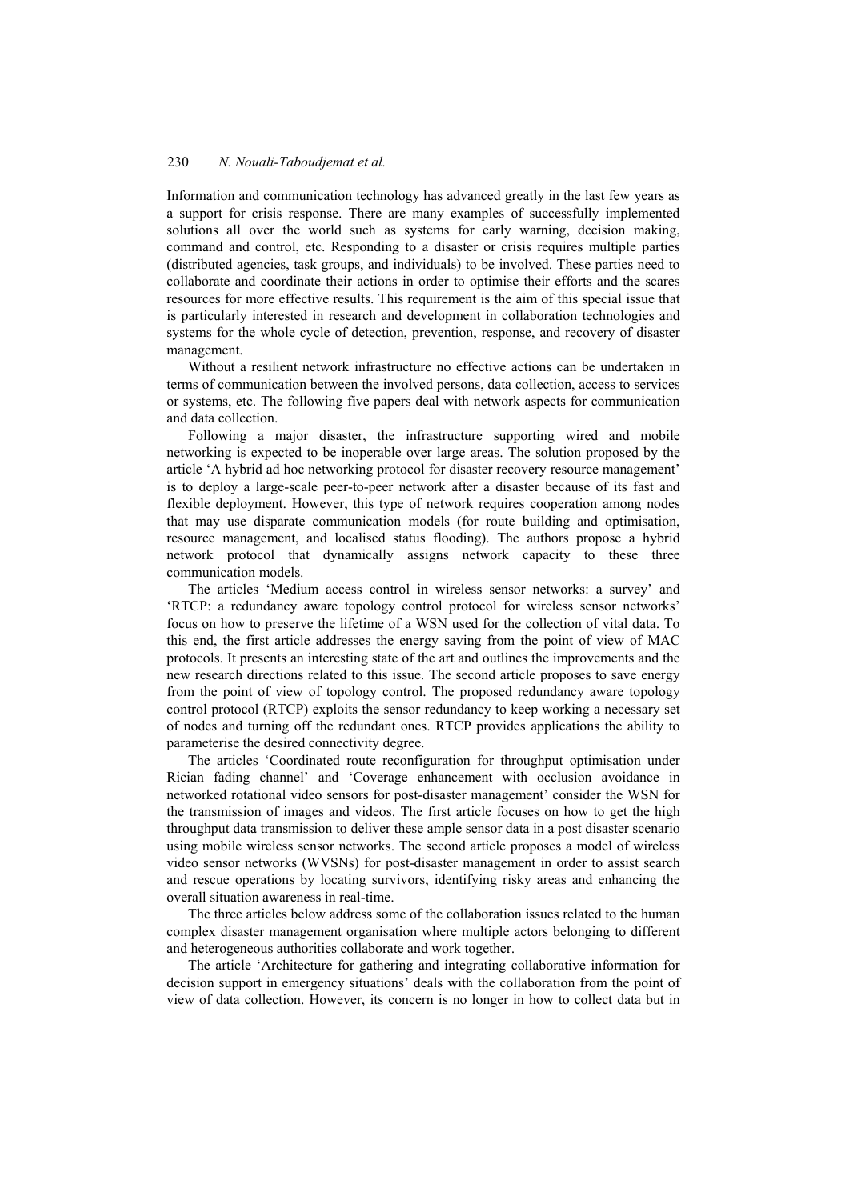Information and communication technology has advanced greatly in the last few years as a support for crisis response. There are many examples of successfully implemented solutions all over the world such as systems for early warning, decision making, command and control, etc. Responding to a disaster or crisis requires multiple parties (distributed agencies, task groups, and individuals) to be involved. These parties need to collaborate and coordinate their actions in order to optimise their efforts and the scares resources for more effective results. This requirement is the aim of this special issue that is particularly interested in research and development in collaboration technologies and systems for the whole cycle of detection, prevention, response, and recovery of disaster management.

Without a resilient network infrastructure no effective actions can be undertaken in terms of communication between the involved persons, data collection, access to services or systems, etc. The following five papers deal with network aspects for communication and data collection.

Following a major disaster, the infrastructure supporting wired and mobile networking is expected to be inoperable over large areas. The solution proposed by the article 'A hybrid ad hoc networking protocol for disaster recovery resource management' is to deploy a large-scale peer-to-peer network after a disaster because of its fast and flexible deployment. However, this type of network requires cooperation among nodes that may use disparate communication models (for route building and optimisation, resource management, and localised status flooding). The authors propose a hybrid network protocol that dynamically assigns network capacity to these three communication models.

The articles 'Medium access control in wireless sensor networks: a survey' and 'RTCP: a redundancy aware topology control protocol for wireless sensor networks' focus on how to preserve the lifetime of a WSN used for the collection of vital data. To this end, the first article addresses the energy saving from the point of view of MAC protocols. It presents an interesting state of the art and outlines the improvements and the new research directions related to this issue. The second article proposes to save energy from the point of view of topology control. The proposed redundancy aware topology control protocol (RTCP) exploits the sensor redundancy to keep working a necessary set of nodes and turning off the redundant ones. RTCP provides applications the ability to parameterise the desired connectivity degree.

The articles 'Coordinated route reconfiguration for throughput optimisation under Rician fading channel' and 'Coverage enhancement with occlusion avoidance in networked rotational video sensors for post-disaster management' consider the WSN for the transmission of images and videos. The first article focuses on how to get the high throughput data transmission to deliver these ample sensor data in a post disaster scenario using mobile wireless sensor networks. The second article proposes a model of wireless video sensor networks (WVSNs) for post-disaster management in order to assist search and rescue operations by locating survivors, identifying risky areas and enhancing the overall situation awareness in real-time.

The three articles below address some of the collaboration issues related to the human complex disaster management organisation where multiple actors belonging to different and heterogeneous authorities collaborate and work together.

The article 'Architecture for gathering and integrating collaborative information for decision support in emergency situations' deals with the collaboration from the point of view of data collection. However, its concern is no longer in how to collect data but in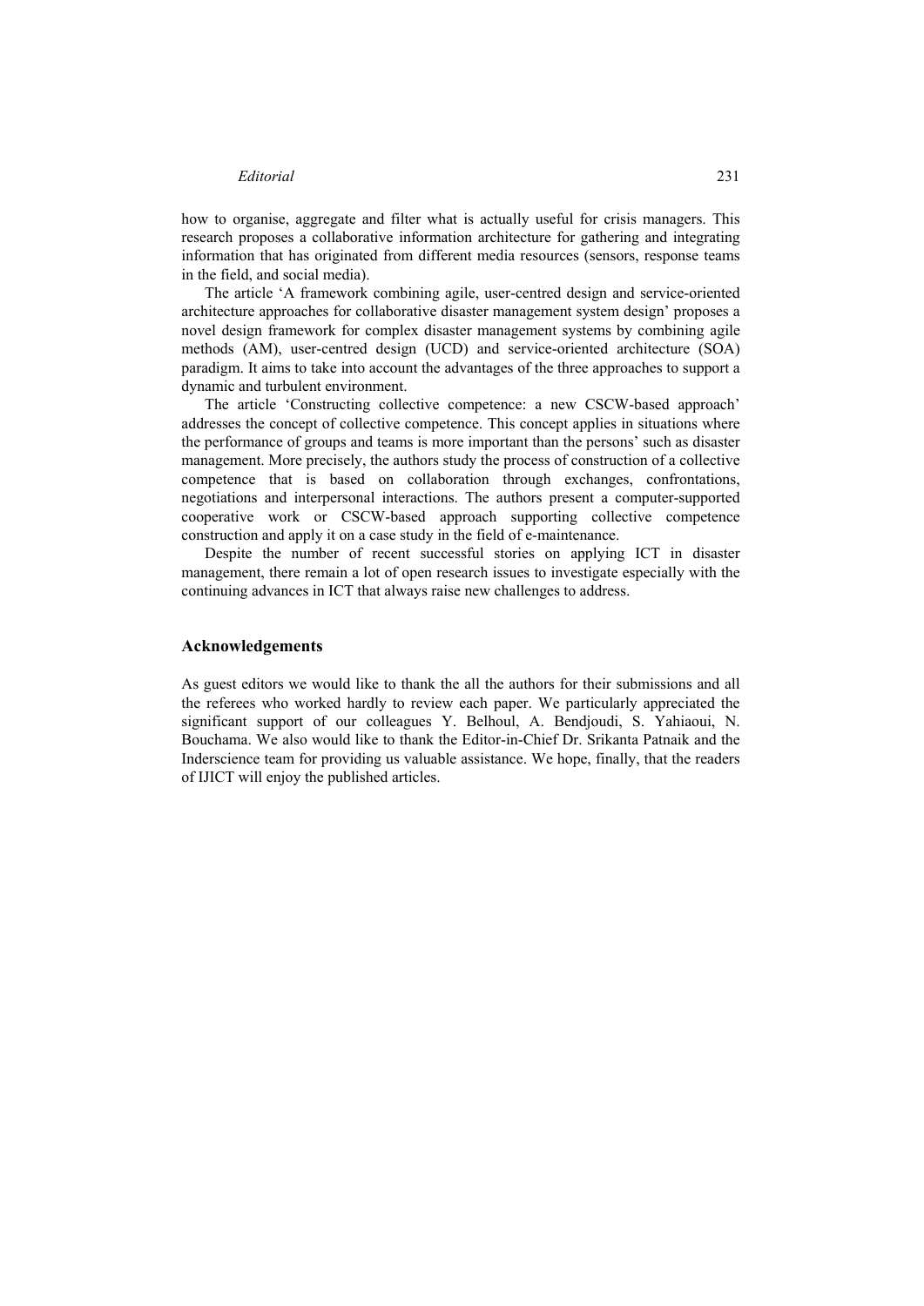how to organise, aggregate and filter what is actually useful for crisis managers. This research proposes a collaborative information architecture for gathering and integrating information that has originated from different media resources (sensors, response teams in the field, and social media).

The article 'A framework combining agile, user-centred design and service-oriented architecture approaches for collaborative disaster management system design' proposes a novel design framework for complex disaster management systems by combining agile methods (AM), user-centred design (UCD) and service-oriented architecture (SOA) paradigm. It aims to take into account the advantages of the three approaches to support a dynamic and turbulent environment.

The article 'Constructing collective competence: a new CSCW-based approach' addresses the concept of collective competence. This concept applies in situations where the performance of groups and teams is more important than the persons' such as disaster management. More precisely, the authors study the process of construction of a collective competence that is based on collaboration through exchanges, confrontations, negotiations and interpersonal interactions. The authors present a computer-supported cooperative work or CSCW-based approach supporting collective competence construction and apply it on a case study in the field of e-maintenance.

Despite the number of recent successful stories on applying ICT in disaster management, there remain a lot of open research issues to investigate especially with the continuing advances in ICT that always raise new challenges to address.

## Acknowledgements

As guest editors we would like to thank the all the authors for their submissions and all the referees who worked hardly to review each paper. We particularly appreciated the significant support of our colleagues Y. Belhoul, A. Bendjoudi, S. Yahiaoui, N. Bouchama. We also would like to thank the Editor-in-Chief Dr. Srikanta Patnaik and the Inderscience team for providing us valuable assistance. We hope, finally, that the readers of IJICT will enjoy the published articles.